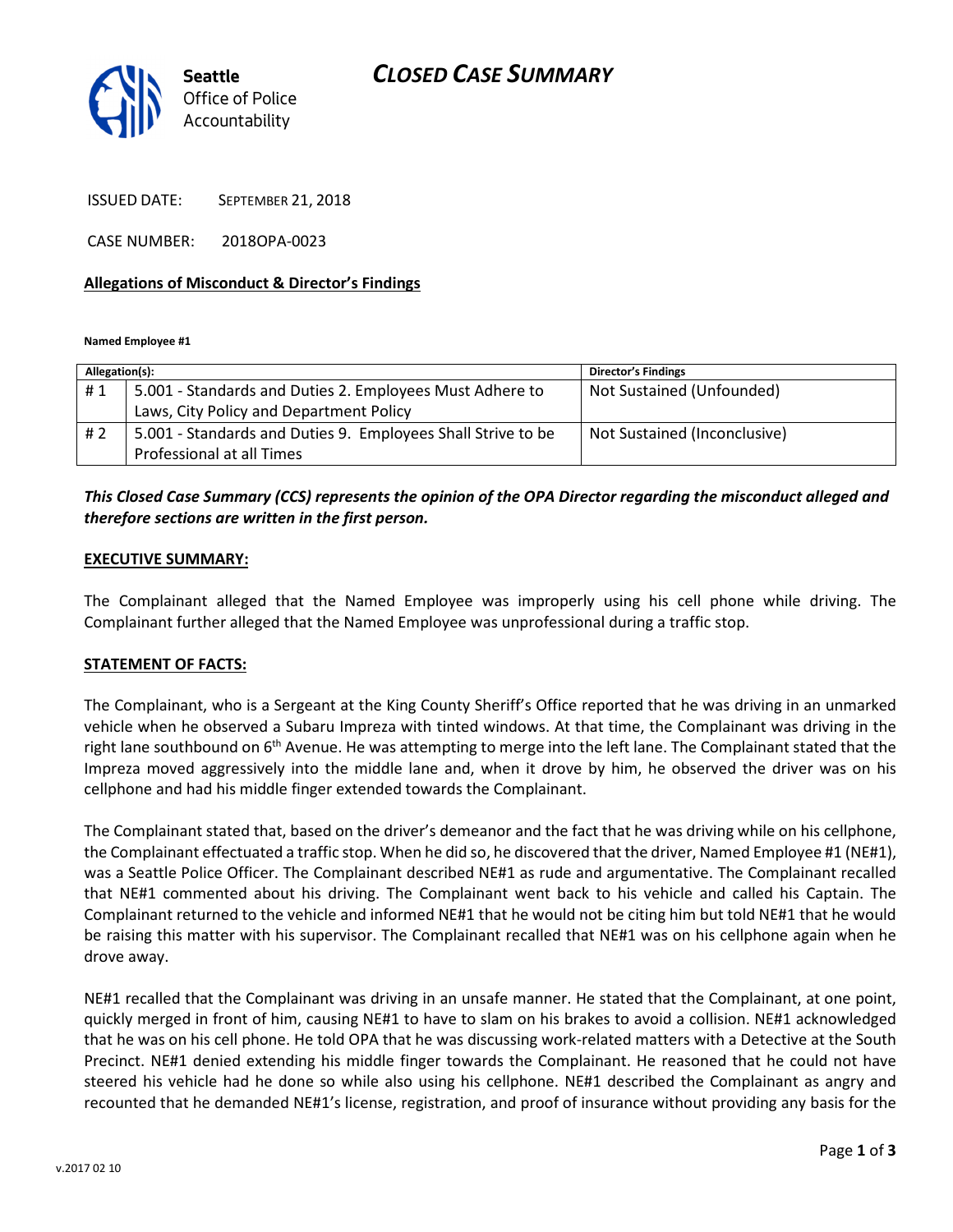**Seattle** Office of Police Accountability

# CLOSED CASE SUMMARY

ISSUED DATE: SEPTEMBER 21, 2018

CASE NUMBER: 2018OPA-0023

**Allegations of Misconduct & Director's Findings**

**Named Employee #1**

| Allegation(s): | | Director's Findings |
|---|---|---|
| # 1 | 5.001 - Standards and Duties 2. Employees Must Adhere to Laws, City Policy and Department Policy | Not Sustained (Unfounded) |
| # 2 | 5.001 - Standards and Duties 9. Employees Shall Strive to be Professional at all Times | Not Sustained (Inconclusive) |

***This Closed Case Summary (CCS) represents the opinion of the OPA Director regarding the misconduct alleged and therefore sections are written in the first person.***

**EXECUTIVE SUMMARY:**

The Complainant alleged that the Named Employee was improperly using his cell phone while driving. The Complainant further alleged that the Named Employee was unprofessional during a traffic stop.

**STATEMENT OF FACTS:**

The Complainant, who is a Sergeant at the King County Sheriff's Office reported that he was driving in an unmarked vehicle when he observed a Subaru Impreza with tinted windows. At that time, the Complainant was driving in the right lane southbound on 6th Avenue. He was attempting to merge into the left lane. The Complainant stated that the Impreza moved aggressively into the middle lane and, when it drove by him, he observed the driver was on his cellphone and had his middle finger extended towards the Complainant.

The Complainant stated that, based on the driver's demeanor and the fact that he was driving while on his cellphone, the Complainant effectuated a traffic stop. When he did so, he discovered that the driver, Named Employee #1 (NE#1), was a Seattle Police Officer. The Complainant described NE#1 as rude and argumentative. The Complainant recalled that NE#1 commented about his driving. The Complainant went back to his vehicle and called his Captain. The Complainant returned to the vehicle and informed NE#1 that he would not be citing him but told NE#1 that he would be raising this matter with his supervisor. The Complainant recalled that NE#1 was on his cellphone again when he drove away.

NE#1 recalled that the Complainant was driving in an unsafe manner. He stated that the Complainant, at one point, quickly merged in front of him, causing NE#1 to have to slam on his brakes to avoid a collision. NE#1 acknowledged that he was on his cell phone. He told OPA that he was discussing work-related matters with a Detective at the South Precinct. NE#1 denied extending his middle finger towards the Complainant. He reasoned that he could not have steered his vehicle had he done so while also using his cellphone. NE#1 described the Complainant as angry and recounted that he demanded NE#1's license, registration, and proof of insurance without providing any basis for the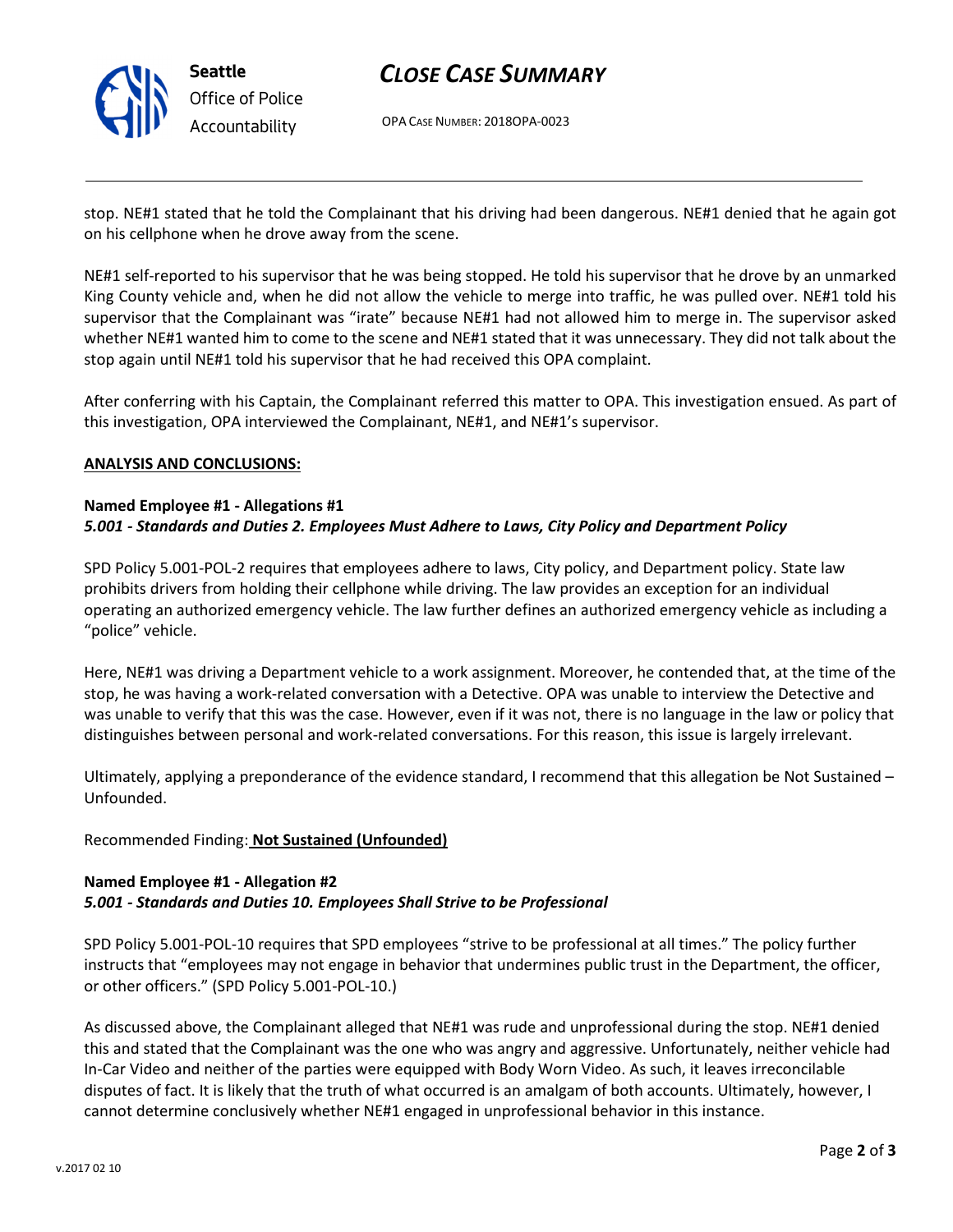stop. NE#1 stated that he told the Complainant that his driving had been dangerous. NE#1 denied that he again got on his cellphone when he drove away from the scene.

NE#1 self-reported to his supervisor that he was being stopped. He told his supervisor that he drove by an unmarked King County vehicle and, when he did not allow the vehicle to merge into traffic, he was pulled over. NE#1 told his supervisor that the Complainant was "irate" because NE#1 had not allowed him to merge in. The supervisor asked whether NE#1 wanted him to come to the scene and NE#1 stated that it was unnecessary. They did not talk about the stop again until NE#1 told his supervisor that he had received this OPA complaint.

After conferring with his Captain, the Complainant referred this matter to OPA. This investigation ensued. As part of this investigation, OPA interviewed the Complainant, NE#1, and NE#1's supervisor.

**ANALYSIS AND CONCLUSIONS:**

**Named Employee #1 - Allegations #1**
***5.001 - Standards and Duties 2. Employees Must Adhere to Laws, City Policy and Department Policy***

SPD Policy 5.001-POL-2 requires that employees adhere to laws, City policy, and Department policy. State law prohibits drivers from holding their cellphone while driving. The law provides an exception for an individual operating an authorized emergency vehicle. The law further defines an authorized emergency vehicle as including a "police" vehicle.

Here, NE#1 was driving a Department vehicle to a work assignment. Moreover, he contended that, at the time of the stop, he was having a work-related conversation with a Detective. OPA was unable to interview the Detective and was unable to verify that this was the case. However, even if it was not, there is no language in the law or policy that distinguishes between personal and work-related conversations. For this reason, this issue is largely irrelevant.

Ultimately, applying a preponderance of the evidence standard, I recommend that this allegation be Not Sustained – Unfounded.

Recommended Finding: **Not Sustained (Unfounded)**

**Named Employee #1 - Allegation #2**
***5.001 - Standards and Duties 10. Employees Shall Strive to be Professional***

SPD Policy 5.001-POL-10 requires that SPD employees "strive to be professional at all times." The policy further instructs that "employees may not engage in behavior that undermines public trust in the Department, the officer, or other officers." (SPD Policy 5.001-POL-10.)

As discussed above, the Complainant alleged that NE#1 was rude and unprofessional during the stop. NE#1 denied this and stated that the Complainant was the one who was angry and aggressive. Unfortunately, neither vehicle had In-Car Video and neither of the parties were equipped with Body Worn Video. As such, it leaves irreconcilable disputes of fact. It is likely that the truth of what occurred is an amalgam of both accounts. Ultimately, however, I cannot determine conclusively whether NE#1 engaged in unprofessional behavior in this instance.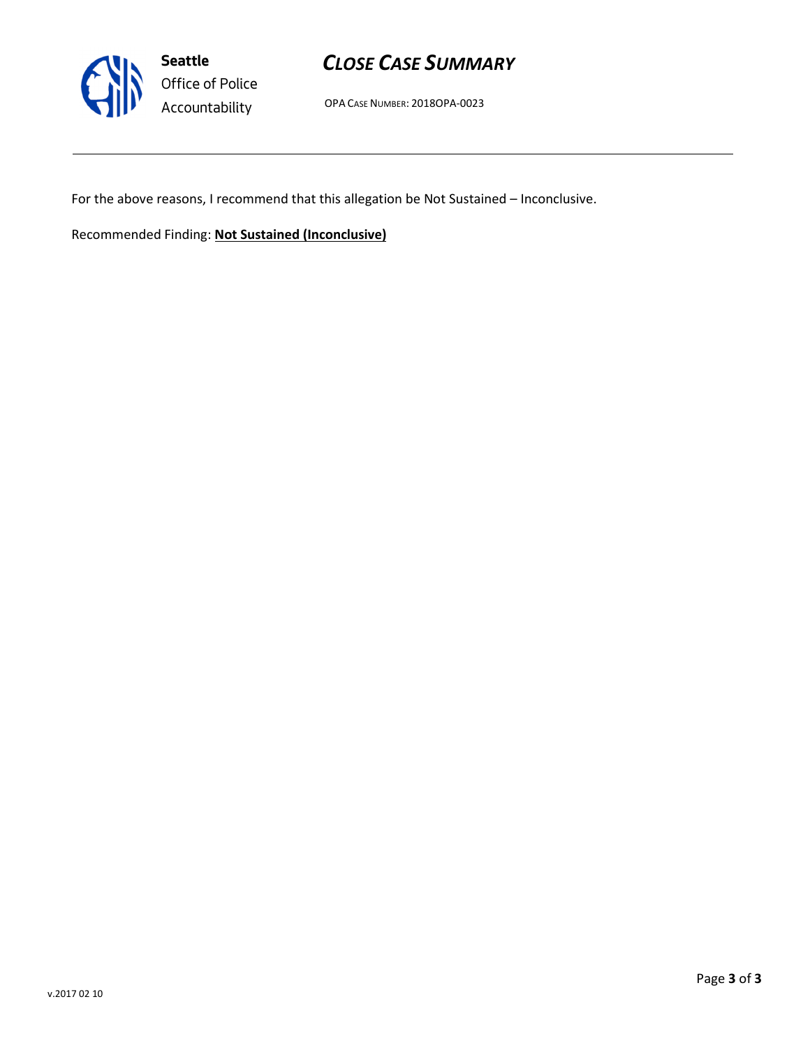For the above reasons, I recommend that this allegation be Not Sustained – Inconclusive.

Recommended Finding: **Not Sustained (Inconclusive)**